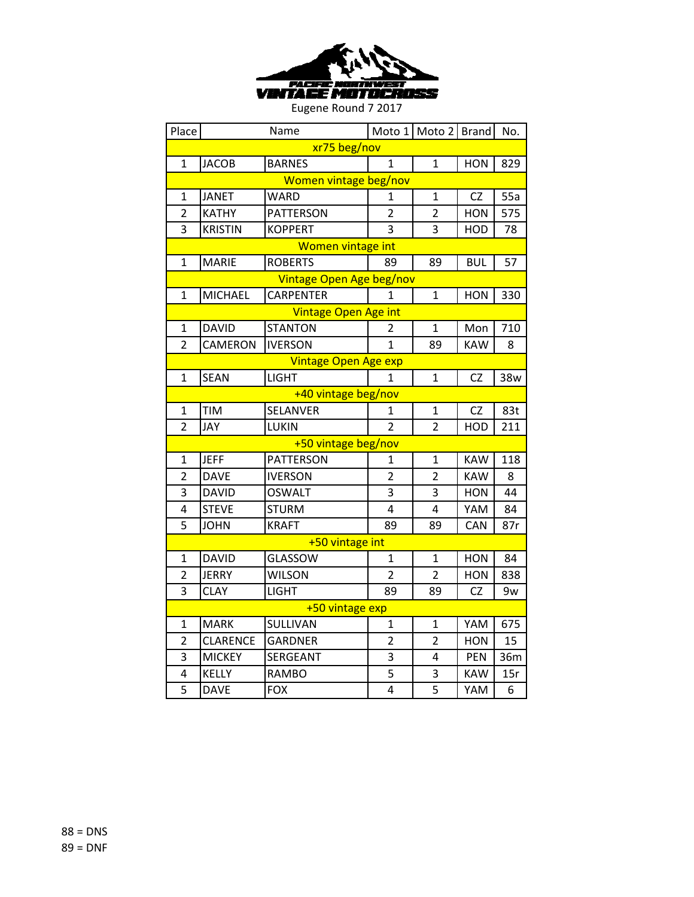PACIFIC NORTHWEST VINTAGE MOTOCROSS

Eugene Round 7 2017

| Place | Name | | Moto 1 | Moto 2 | Brand | No. |
|---|---|---|---|---|---|---|
| xr75 beg/nov | | | | | | |
| 1 | JACOB | BARNES | 1 | 1 | HON | 829 |
| Women vintage beg/nov | | | | | | |
| 1 | JANET | WARD | 1 | 1 | CZ | 55a |
| 2 | KATHY | PATTERSON | 2 | 2 | HON | 575 |
| 3 | KRISTIN | KOPPERT | 3 | 3 | HOD | 78 |
| Women vintage int | | | | | | |
| 1 | MARIE | ROBERTS | 89 | 89 | BUL | 57 |
| Vintage Open Age beg/nov | | | | | | |
| 1 | MICHAEL | CARPENTER | 1 | 1 | HON | 330 |
| Vintage Open Age int | | | | | | |
| 1 | DAVID | STANTON | 2 | 1 | Mon | 710 |
| 2 | CAMERON | IVERSON | 1 | 89 | KAW | 8 |
| Vintage Open Age exp | | | | | | |
| 1 | SEAN | LIGHT | 1 | 1 | CZ | 38w |
| +40 vintage beg/nov | | | | | | |
| 1 | TIM | SELANVER | 1 | 1 | CZ | 83t |
| 2 | JAY | LUKIN | 2 | 2 | HOD | 211 |
| +50 vintage beg/nov | | | | | | |
| 1 | JEFF | PATTERSON | 1 | 1 | KAW | 118 |
| 2 | DAVE | IVERSON | 2 | 2 | KAW | 8 |
| 3 | DAVID | OSWALT | 3 | 3 | HON | 44 |
| 4 | STEVE | STURM | 4 | 4 | YAM | 84 |
| 5 | JOHN | KRAFT | 89 | 89 | CAN | 87r |
| +50 vintage int | | | | | | |
| 1 | DAVID | GLASSOW | 1 | 1 | HON | 84 |
| 2 | JERRY | WILSON | 2 | 2 | HON | 838 |
| 3 | CLAY | LIGHT | 89 | 89 | CZ | 9w |
| +50 vintage exp | | | | | | |
| 1 | MARK | SULLIVAN | 1 | 1 | YAM | 675 |
| 2 | CLARENCE | GARDNER | 2 | 2 | HON | 15 |
| 3 | MICKEY | SERGEANT | 3 | 4 | PEN | 36m |
| 4 | KELLY | RAMBO | 5 | 3 | KAW | 15r |
| 5 | DAVE | FOX | 4 | 5 | YAM | 6 |

88 = DNS
89 = DNF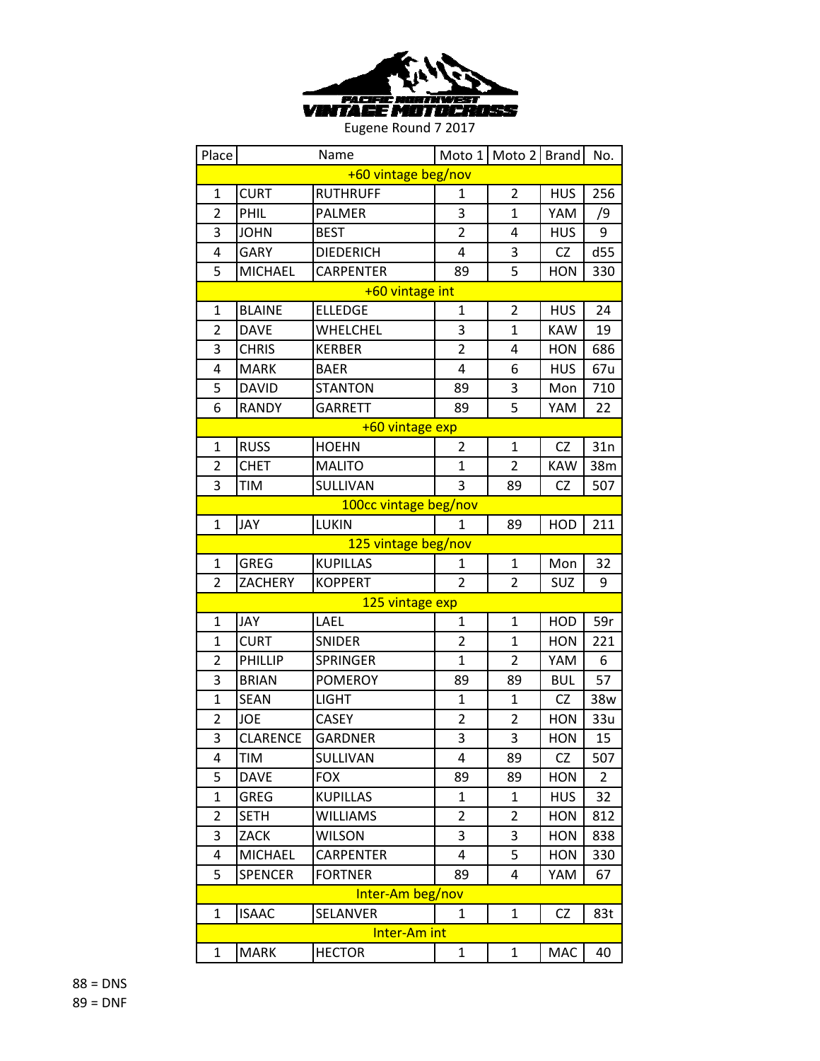PACIFIC NORTHWEST VINTAGE MOTOCROSS

Eugene Round 7 2017

| Place | Name | | Moto 1 | Moto 2 | Brand | No. |
|---|---|---|---|---|---|---|
| +60 vintage beg/nov | | | | | | |
| 1 | CURT | RUTHRUFF | 1 | 2 | HUS | 256 |
| 2 | PHIL | PALMER | 3 | 1 | YAM | /9 |
| 3 | JOHN | BEST | 2 | 4 | HUS | 9 |
| 4 | GARY | DIEDERICH | 4 | 3 | CZ | d55 |
| 5 | MICHAEL | CARPENTER | 89 | 5 | HON | 330 |
| +60 vintage int | | | | | | |
| 1 | BLAINE | ELLEDGE | 1 | 2 | HUS | 24 |
| 2 | DAVE | WHELCHEL | 3 | 1 | KAW | 19 |
| 3 | CHRIS | KERBER | 2 | 4 | HON | 686 |
| 4 | MARK | BAER | 4 | 6 | HUS | 67u |
| 5 | DAVID | STANTON | 89 | 3 | Mon | 710 |
| 6 | RANDY | GARRETT | 89 | 5 | YAM | 22 |
| +60 vintage exp | | | | | | |
| 1 | RUSS | HOEHN | 2 | 1 | CZ | 31n |
| 2 | CHET | MALITO | 1 | 2 | KAW | 38m |
| 3 | TIM | SULLIVAN | 3 | 89 | CZ | 507 |
| 100cc vintage beg/nov | | | | | | |
| 1 | JAY | LUKIN | 1 | 89 | HOD | 211 |
| 125 vintage beg/nov | | | | | | |
| 1 | GREG | KUPILLAS | 1 | 1 | Mon | 32 |
| 2 | ZACHERY | KOPPERT | 2 | 2 | SUZ | 9 |
| 125 vintage exp | | | | | | |
| 1 | JAY | LAEL | 1 | 1 | HOD | 59r |
| 1 | CURT | SNIDER | 2 | 1 | HON | 221 |
| 2 | PHILLIP | SPRINGER | 1 | 2 | YAM | 6 |
| 3 | BRIAN | POMEROY | 89 | 89 | BUL | 57 |
| 1 | SEAN | LIGHT | 1 | 1 | CZ | 38w |
| 2 | JOE | CASEY | 2 | 2 | HON | 33u |
| 3 | CLARENCE | GARDNER | 3 | 3 | HON | 15 |
| 4 | TIM | SULLIVAN | 4 | 89 | CZ | 507 |
| 5 | DAVE | FOX | 89 | 89 | HON | 2 |
| 1 | GREG | KUPILLAS | 1 | 1 | HUS | 32 |
| 2 | SETH | WILLIAMS | 2 | 2 | HON | 812 |
| 3 | ZACK | WILSON | 3 | 3 | HON | 838 |
| 4 | MICHAEL | CARPENTER | 4 | 5 | HON | 330 |
| 5 | SPENCER | FORTNER | 89 | 4 | YAM | 67 |
| Inter-Am beg/nov | | | | | | |
| 1 | ISAAC | SELANVER | 1 | 1 | CZ | 83t |
| Inter-Am int | | | | | | |
| 1 | MARK | HECTOR | 1 | 1 | MAC | 40 |

88 = DNS
89 = DNF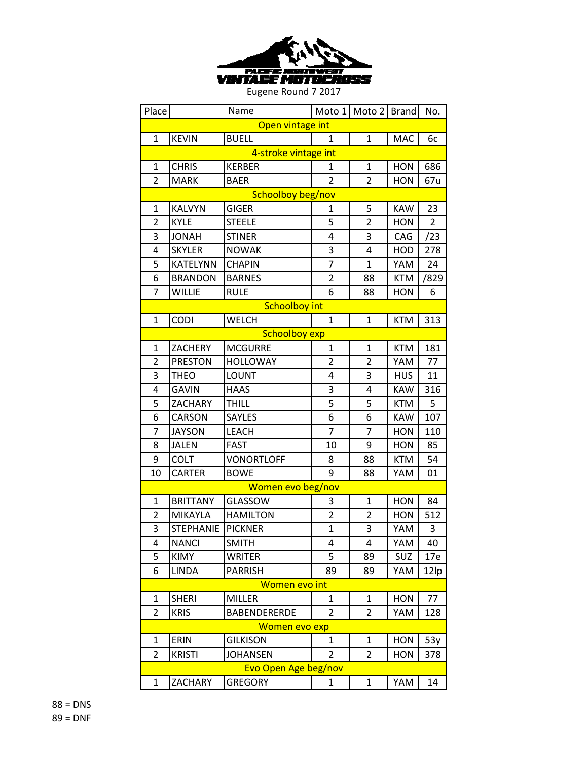PACIFIC NORTHWEST VINTAGE MOTOCROSS

Eugene Round 7 2017

| Place | Name | | Moto 1 | Moto 2 | Brand | No. |
|---|---|---|---|---|---|---|
| Open vintage int | | | | | | |
| 1 | KEVIN | BUELL | 1 | 1 | MAC | 6c |
| 4-stroke vintage int | | | | | | |
| 1 | CHRIS | KERBER | 1 | 1 | HON | 686 |
| 2 | MARK | BAER | 2 | 2 | HON | 67u |
| Schoolboy beg/nov | | | | | | |
| 1 | KALVYN | GIGER | 1 | 5 | KAW | 23 |
| 2 | KYLE | STEELE | 5 | 2 | HON | 2 |
| 3 | JONAH | STINER | 4 | 3 | CAG | /23 |
| 4 | SKYLER | NOWAK | 3 | 4 | HOD | 278 |
| 5 | KATELYNN | CHAPIN | 7 | 1 | YAM | 24 |
| 6 | BRANDON | BARNES | 2 | 88 | KTM | /829 |
| 7 | WILLIE | RULE | 6 | 88 | HON | 6 |
| Schoolboy int | | | | | | |
| 1 | CODI | WELCH | 1 | 1 | KTM | 313 |
| Schoolboy exp | | | | | | |
| 1 | ZACHERY | MCGURRE | 1 | 1 | KTM | 181 |
| 2 | PRESTON | HOLLOWAY | 2 | 2 | YAM | 77 |
| 3 | THEO | LOUNT | 4 | 3 | HUS | 11 |
| 4 | GAVIN | HAAS | 3 | 4 | KAW | 316 |
| 5 | ZACHARY | THILL | 5 | 5 | KTM | 5 |
| 6 | CARSON | SAYLES | 6 | 6 | KAW | 107 |
| 7 | JAYSON | LEACH | 7 | 7 | HON | 110 |
| 8 | JALEN | FAST | 10 | 9 | HON | 85 |
| 9 | COLT | VONORTLOFF | 8 | 88 | KTM | 54 |
| 10 | CARTER | BOWE | 9 | 88 | YAM | 01 |
| Women evo beg/nov | | | | | | |
| 1 | BRITTANY | GLASSOW | 3 | 1 | HON | 84 |
| 2 | MIKAYLA | HAMILTON | 2 | 2 | HON | 512 |
| 3 | STEPHANIE | PICKNER | 1 | 3 | YAM | 3 |
| 4 | NANCI | SMITH | 4 | 4 | YAM | 40 |
| 5 | KIMY | WRITER | 5 | 89 | SUZ | 17e |
| 6 | LINDA | PARRISH | 89 | 89 | YAM | 12lp |
| Women evo int | | | | | | |
| 1 | SHERI | MILLER | 1 | 1 | HON | 77 |
| 2 | KRIS | BABENDERERDE | 2 | 2 | YAM | 128 |
| Women evo exp | | | | | | |
| 1 | ERIN | GILKISON | 1 | 1 | HON | 53y |
| 2 | KRISTI | JOHANSEN | 2 | 2 | HON | 378 |
| Evo Open Age beg/nov | | | | | | |
| 1 | ZACHARY | GREGORY | 1 | 1 | YAM | 14 |

88 = DNS

89 = DNF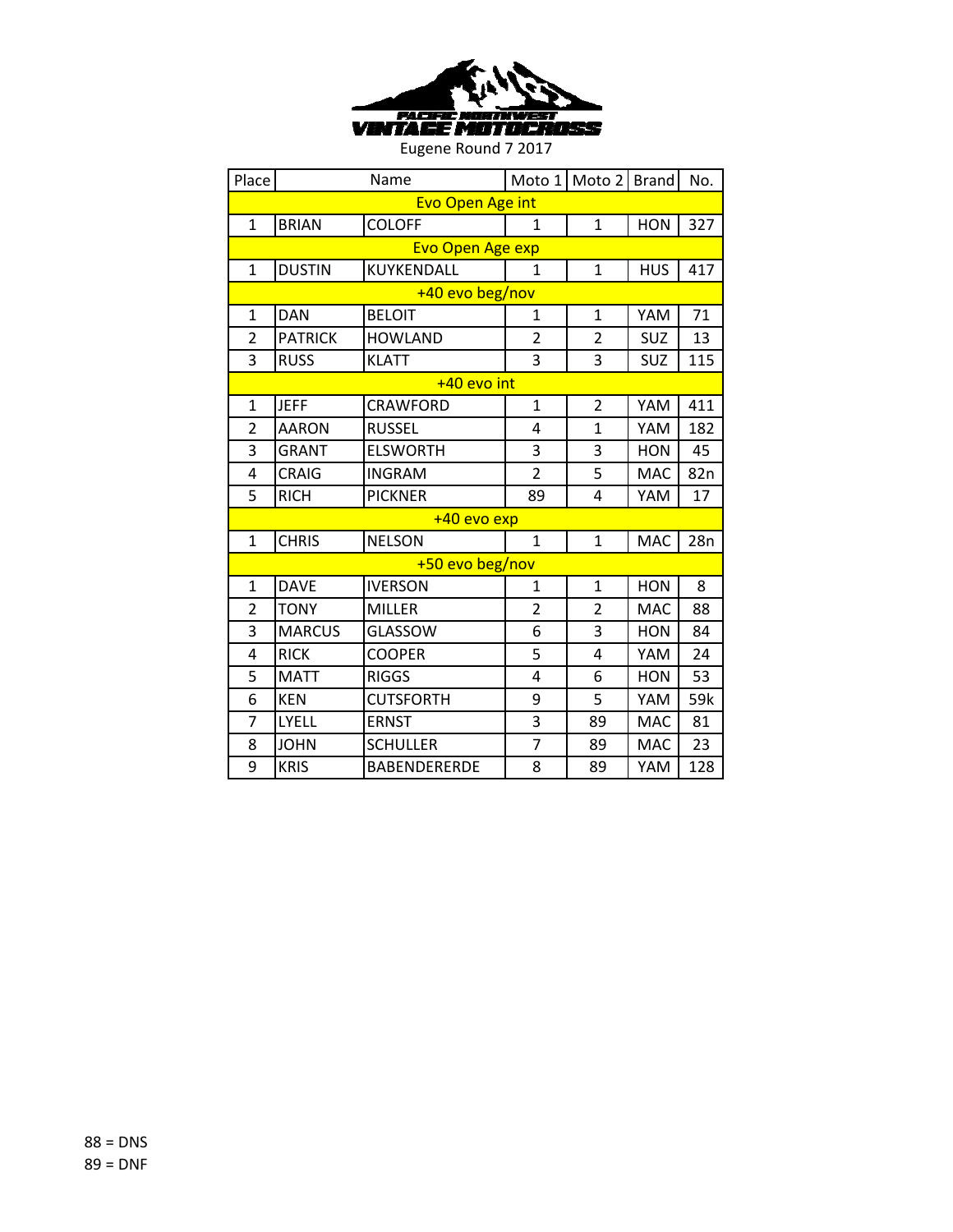PACIFIC NORTHWEST VINTAGE MOTOCROSS

Eugene Round 7 2017

| Place | Name | | Moto 1 | Moto 2 | Brand | No. |
|---|---|---|---|---|---|---|
| Evo Open Age int | | | | | | |
| 1 | BRIAN | COLOFF | 1 | 1 | HON | 327 |
| Evo Open Age exp | | | | | | |
| 1 | DUSTIN | KUYKENDALL | 1 | 1 | HUS | 417 |
| +40 evo beg/nov | | | | | | |
| 1 | DAN | BELOIT | 1 | 1 | YAM | 71 |
| 2 | PATRICK | HOWLAND | 2 | 2 | SUZ | 13 |
| 3 | RUSS | KLATT | 3 | 3 | SUZ | 115 |
| +40 evo int | | | | | | |
| 1 | JEFF | CRAWFORD | 1 | 2 | YAM | 411 |
| 2 | AARON | RUSSEL | 4 | 1 | YAM | 182 |
| 3 | GRANT | ELSWORTH | 3 | 3 | HON | 45 |
| 4 | CRAIG | INGRAM | 2 | 5 | MAC | 82n |
| 5 | RICH | PICKNER | 89 | 4 | YAM | 17 |
| +40 evo exp | | | | | | |
| 1 | CHRIS | NELSON | 1 | 1 | MAC | 28n |
| +50 evo beg/nov | | | | | | |
| 1 | DAVE | IVERSON | 1 | 1 | HON | 8 |
| 2 | TONY | MILLER | 2 | 2 | MAC | 88 |
| 3 | MARCUS | GLASSOW | 6 | 3 | HON | 84 |
| 4 | RICK | COOPER | 5 | 4 | YAM | 24 |
| 5 | MATT | RIGGS | 4 | 6 | HON | 53 |
| 6 | KEN | CUTSFORTH | 9 | 5 | YAM | 59k |
| 7 | LYELL | ERNST | 3 | 89 | MAC | 81 |
| 8 | JOHN | SCHULLER | 7 | 89 | MAC | 23 |
| 9 | KRIS | BABENDERERDE | 8 | 89 | YAM | 128 |

88 = DNS
89 = DNF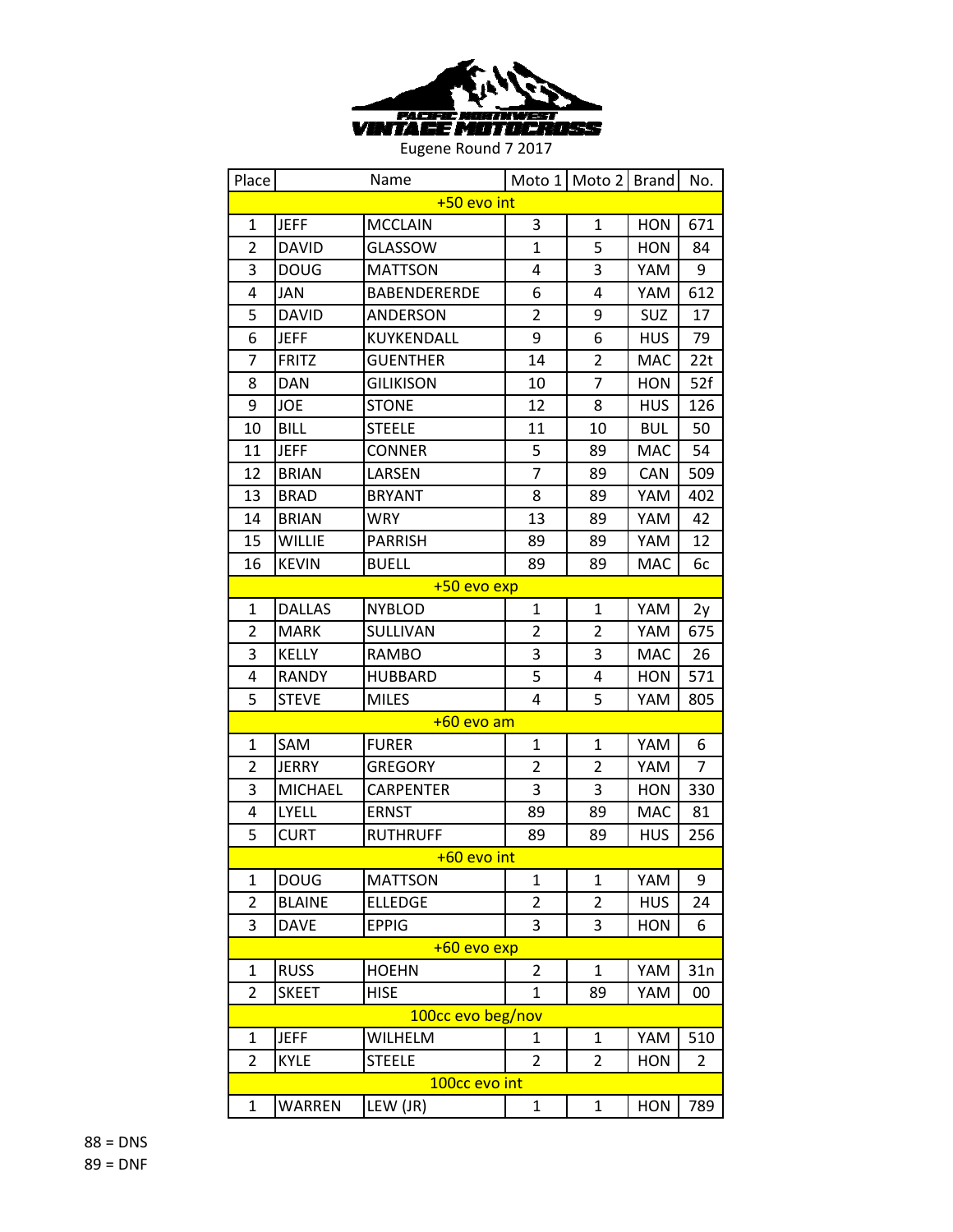PACIFIC NORTHWEST VINTAGE MOTOCROSS

Eugene Round 7 2017

| Place | Name | | Moto 1 | Moto 2 | Brand | No. |
|---|---|---|---|---|---|---|
| +50 evo int | | | | | | |
| 1 | JEFF | MCCLAIN | 3 | 1 | HON | 671 |
| 2 | DAVID | GLASSOW | 1 | 5 | HON | 84 |
| 3 | DOUG | MATTSON | 4 | 3 | YAM | 9 |
| 4 | JAN | BABENDERERDE | 6 | 4 | YAM | 612 |
| 5 | DAVID | ANDERSON | 2 | 9 | SUZ | 17 |
| 6 | JEFF | KUYKENDALL | 9 | 6 | HUS | 79 |
| 7 | FRITZ | GUENTHER | 14 | 2 | MAC | 22t |
| 8 | DAN | GILIKISON | 10 | 7 | HON | 52f |
| 9 | JOE | STONE | 12 | 8 | HUS | 126 |
| 10 | BILL | STEELE | 11 | 10 | BUL | 50 |
| 11 | JEFF | CONNER | 5 | 89 | MAC | 54 |
| 12 | BRIAN | LARSEN | 7 | 89 | CAN | 509 |
| 13 | BRAD | BRYANT | 8 | 89 | YAM | 402 |
| 14 | BRIAN | WRY | 13 | 89 | YAM | 42 |
| 15 | WILLIE | PARRISH | 89 | 89 | YAM | 12 |
| 16 | KEVIN | BUELL | 89 | 89 | MAC | 6c |
| +50 evo exp | | | | | | |
| 1 | DALLAS | NYBLOD | 1 | 1 | YAM | 2y |
| 2 | MARK | SULLIVAN | 2 | 2 | YAM | 675 |
| 3 | KELLY | RAMBO | 3 | 3 | MAC | 26 |
| 4 | RANDY | HUBBARD | 5 | 4 | HON | 571 |
| 5 | STEVE | MILES | 4 | 5 | YAM | 805 |
| +60 evo am | | | | | | |
| 1 | SAM | FURER | 1 | 1 | YAM | 6 |
| 2 | JERRY | GREGORY | 2 | 2 | YAM | 7 |
| 3 | MICHAEL | CARPENTER | 3 | 3 | HON | 330 |
| 4 | LYELL | ERNST | 89 | 89 | MAC | 81 |
| 5 | CURT | RUTHRUFF | 89 | 89 | HUS | 256 |
| +60 evo int | | | | | | |
| 1 | DOUG | MATTSON | 1 | 1 | YAM | 9 |
| 2 | BLAINE | ELLEDGE | 2 | 2 | HUS | 24 |
| 3 | DAVE | EPPIG | 3 | 3 | HON | 6 |
| +60 evo exp | | | | | | |
| 1 | RUSS | HOEHN | 2 | 1 | YAM | 31n |
| 2 | SKEET | HISE | 1 | 89 | YAM | 00 |
| 100cc evo beg/nov | | | | | | |
| 1 | JEFF | WILHELM | 1 | 1 | YAM | 510 |
| 2 | KYLE | STEELE | 2 | 2 | HON | 2 |
| 100cc evo int | | | | | | |
| 1 | WARREN | LEW (JR) | 1 | 1 | HON | 789 |

88 = DNS
89 = DNF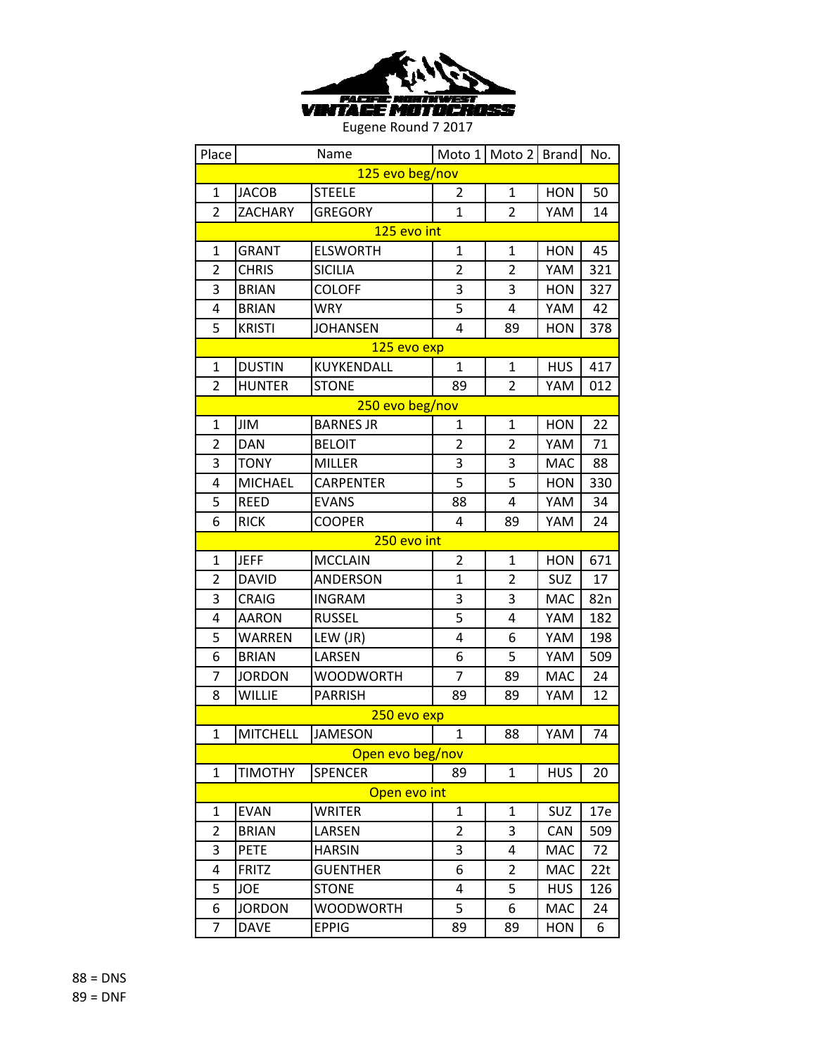PACIFIC NORTHWEST VINTAGE MOTOCROSS

Eugene Round 7 2017

| Place | Name | | Moto 1 | Moto 2 | Brand | No. |
|---|---|---|---|---|---|---|
| | 125 evo beg/nov | | | | | |
| 1 | JACOB | STEELE | 2 | 1 | HON | 50 |
| 2 | ZACHARY | GREGORY | 1 | 2 | YAM | 14 |
| | 125 evo int | | | | | |
| 1 | GRANT | ELSWORTH | 1 | 1 | HON | 45 |
| 2 | CHRIS | SICILIA | 2 | 2 | YAM | 321 |
| 3 | BRIAN | COLOFF | 3 | 3 | HON | 327 |
| 4 | BRIAN | WRY | 5 | 4 | YAM | 42 |
| 5 | KRISTI | JOHANSEN | 4 | 89 | HON | 378 |
| | 125 evo exp | | | | | |
| 1 | DUSTIN | KUYKENDALL | 1 | 1 | HUS | 417 |
| 2 | HUNTER | STONE | 89 | 2 | YAM | 012 |
| | 250 evo beg/nov | | | | | |
| 1 | JIM | BARNES JR | 1 | 1 | HON | 22 |
| 2 | DAN | BELOIT | 2 | 2 | YAM | 71 |
| 3 | TONY | MILLER | 3 | 3 | MAC | 88 |
| 4 | MICHAEL | CARPENTER | 5 | 5 | HON | 330 |
| 5 | REED | EVANS | 88 | 4 | YAM | 34 |
| 6 | RICK | COOPER | 4 | 89 | YAM | 24 |
| | 250 evo int | | | | | |
| 1 | JEFF | MCCLAIN | 2 | 1 | HON | 671 |
| 2 | DAVID | ANDERSON | 1 | 2 | SUZ | 17 |
| 3 | CRAIG | INGRAM | 3 | 3 | MAC | 82n |
| 4 | AARON | RUSSEL | 5 | 4 | YAM | 182 |
| 5 | WARREN | LEW (JR) | 4 | 6 | YAM | 198 |
| 6 | BRIAN | LARSEN | 6 | 5 | YAM | 509 |
| 7 | JORDON | WOODWORTH | 7 | 89 | MAC | 24 |
| 8 | WILLIE | PARRISH | 89 | 89 | YAM | 12 |
| | 250 evo exp | | | | | |
| 1 | MITCHELL | JAMESON | 1 | 88 | YAM | 74 |
| | Open evo beg/nov | | | | | |
| 1 | TIMOTHY | SPENCER | 89 | 1 | HUS | 20 |
| | Open evo int | | | | | |
| 1 | EVAN | WRITER | 1 | 1 | SUZ | 17e |
| 2 | BRIAN | LARSEN | 2 | 3 | CAN | 509 |
| 3 | PETE | HARSIN | 3 | 4 | MAC | 72 |
| 4 | FRITZ | GUENTHER | 6 | 2 | MAC | 22t |
| 5 | JOE | STONE | 4 | 5 | HUS | 126 |
| 6 | JORDON | WOODWORTH | 5 | 6 | MAC | 24 |
| 7 | DAVE | EPPIG | 89 | 89 | HON | 6 |

88 = DNS
89 = DNF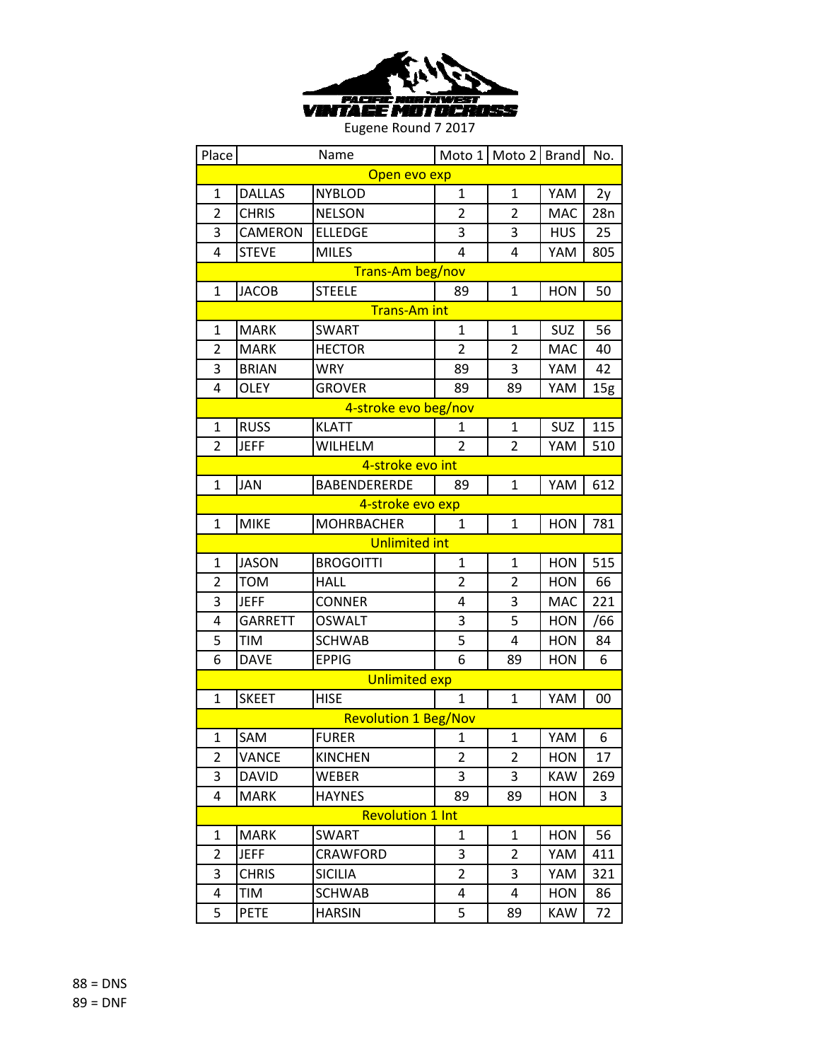PACIFIC NORTHWEST VINTAGE MOTOCROSS

Eugene Round 7 2017

| Place | Name | | Moto 1 | Moto 2 | Brand | No. |
|---|---|---|---|---|---|---|
| Open evo exp | | | | | | |
| 1 | DALLAS | NYBLOD | 1 | 1 | YAM | 2y |
| 2 | CHRIS | NELSON | 2 | 2 | MAC | 28n |
| 3 | CAMERON | ELLEDGE | 3 | 3 | HUS | 25 |
| 4 | STEVE | MILES | 4 | 4 | YAM | 805 |
| Trans-Am beg/nov | | | | | | |
| 1 | JACOB | STEELE | 89 | 1 | HON | 50 |
| Trans-Am int | | | | | | |
| 1 | MARK | SWART | 1 | 1 | SUZ | 56 |
| 2 | MARK | HECTOR | 2 | 2 | MAC | 40 |
| 3 | BRIAN | WRY | 89 | 3 | YAM | 42 |
| 4 | OLEY | GROVER | 89 | 89 | YAM | 15g |
| 4-stroke evo beg/nov | | | | | | |
| 1 | RUSS | KLATT | 1 | 1 | SUZ | 115 |
| 2 | JEFF | WILHELM | 2 | 2 | YAM | 510 |
| 4-stroke evo int | | | | | | |
| 1 | JAN | BABENDERERDE | 89 | 1 | YAM | 612 |
| 4-stroke evo exp | | | | | | |
| 1 | MIKE | MOHRBACHER | 1 | 1 | HON | 781 |
| Unlimited int | | | | | | |
| 1 | JASON | BROGOITTI | 1 | 1 | HON | 515 |
| 2 | TOM | HALL | 2 | 2 | HON | 66 |
| 3 | JEFF | CONNER | 4 | 3 | MAC | 221 |
| 4 | GARRETT | OSWALT | 3 | 5 | HON | /66 |
| 5 | TIM | SCHWAB | 5 | 4 | HON | 84 |
| 6 | DAVE | EPPIG | 6 | 89 | HON | 6 |
| Unlimited exp | | | | | | |
| 1 | SKEET | HISE | 1 | 1 | YAM | 00 |
| Revolution 1 Beg/Nov | | | | | | |
| 1 | SAM | FURER | 1 | 1 | YAM | 6 |
| 2 | VANCE | KINCHEN | 2 | 2 | HON | 17 |
| 3 | DAVID | WEBER | 3 | 3 | KAW | 269 |
| 4 | MARK | HAYNES | 89 | 89 | HON | 3 |
| Revolution 1 Int | | | | | | |
| 1 | MARK | SWART | 1 | 1 | HON | 56 |
| 2 | JEFF | CRAWFORD | 3 | 2 | YAM | 411 |
| 3 | CHRIS | SICILIA | 2 | 3 | YAM | 321 |
| 4 | TIM | SCHWAB | 4 | 4 | HON | 86 |
| 5 | PETE | HARSIN | 5 | 89 | KAW | 72 |

88 = DNS

89 = DNF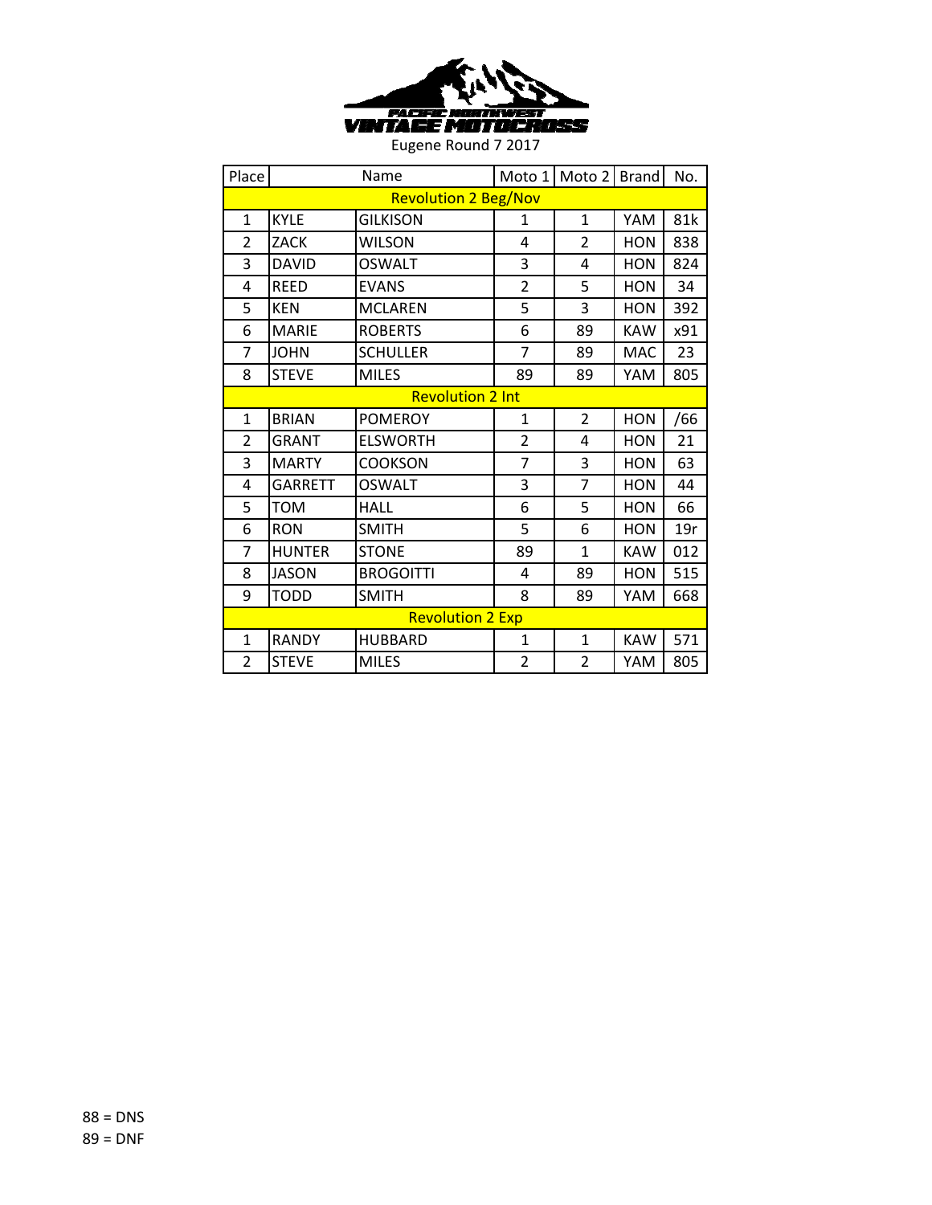PACIFIC NORTHWEST VINTAGE MOTOCROSS

Eugene Round 7 2017

| Place | Name | | Moto 1 | Moto 2 | Brand | No. |
|---|---|---|---|---|---|---|
| Revolution 2 Beg/Nov | | | | | | |
| 1 | KYLE | GILKISON | 1 | 1 | YAM | 81k |
| 2 | ZACK | WILSON | 4 | 2 | HON | 838 |
| 3 | DAVID | OSWALT | 3 | 4 | HON | 824 |
| 4 | REED | EVANS | 2 | 5 | HON | 34 |
| 5 | KEN | MCLAREN | 5 | 3 | HON | 392 |
| 6 | MARIE | ROBERTS | 6 | 89 | KAW | x91 |
| 7 | JOHN | SCHULLER | 7 | 89 | MAC | 23 |
| 8 | STEVE | MILES | 89 | 89 | YAM | 805 |
| Revolution 2 Int | | | | | | |
| 1 | BRIAN | POMEROY | 1 | 2 | HON | /66 |
| 2 | GRANT | ELSWORTH | 2 | 4 | HON | 21 |
| 3 | MARTY | COOKSON | 7 | 3 | HON | 63 |
| 4 | GARRETT | OSWALT | 3 | 7 | HON | 44 |
| 5 | TOM | HALL | 6 | 5 | HON | 66 |
| 6 | RON | SMITH | 5 | 6 | HON | 19r |
| 7 | HUNTER | STONE | 89 | 1 | KAW | 012 |
| 8 | JASON | BROGOITTI | 4 | 89 | HON | 515 |
| 9 | TODD | SMITH | 8 | 89 | YAM | 668 |
| Revolution 2 Exp | | | | | | |
| 1 | RANDY | HUBBARD | 1 | 1 | KAW | 571 |
| 2 | STEVE | MILES | 2 | 2 | YAM | 805 |

88 = DNS
89 = DNF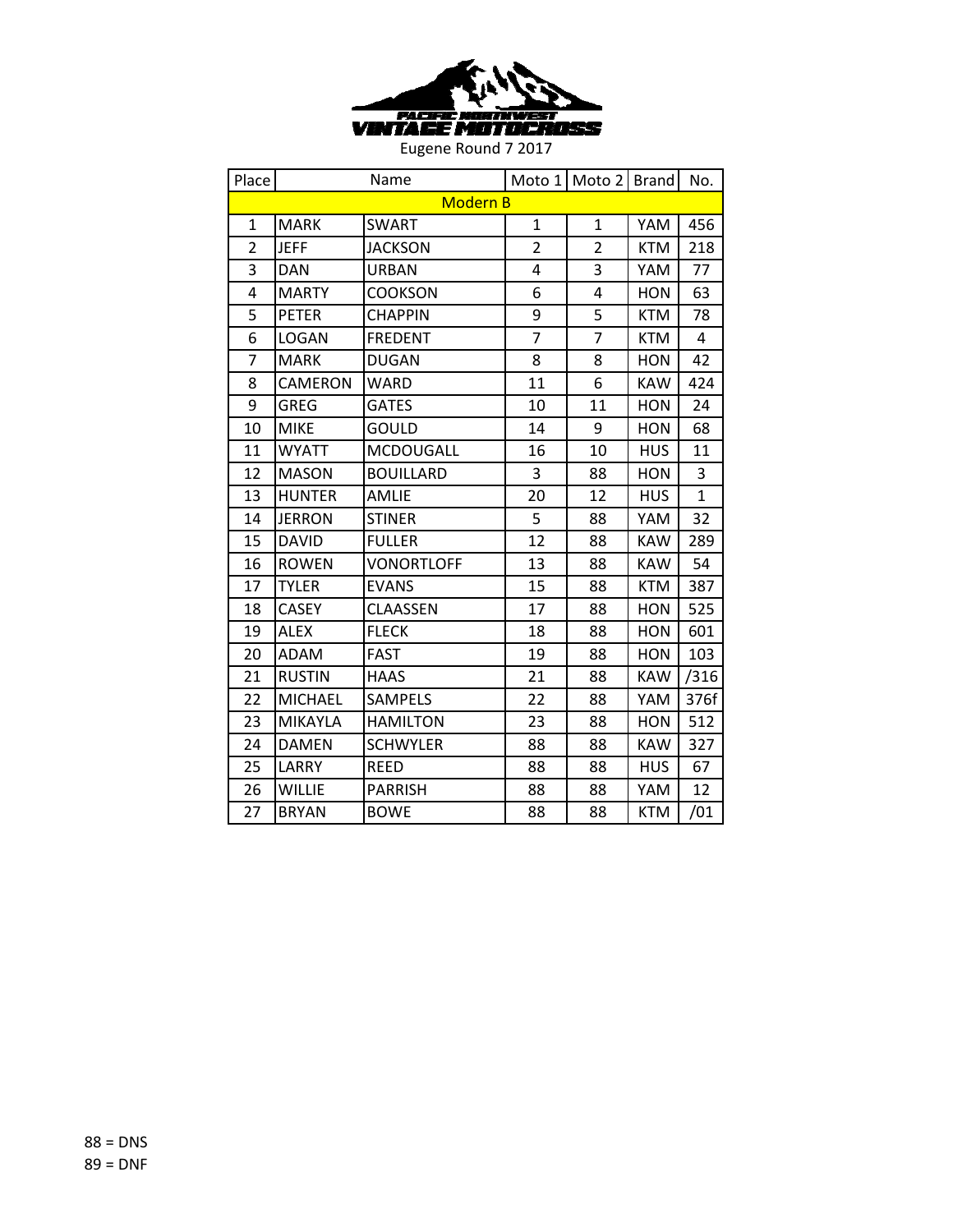PACIFIC NORTHWEST VINTAGE MOTOCROSS

Eugene Round 7 2017

| Place | Name | | Moto 1 | Moto 2 | Brand | No. |
|---|---|---|---|---|---|---|
| Modern B | | | | | | |
| 1 | MARK | SWART | 1 | 1 | YAM | 456 |
| 2 | JEFF | JACKSON | 2 | 2 | KTM | 218 |
| 3 | DAN | URBAN | 4 | 3 | YAM | 77 |
| 4 | MARTY | COOKSON | 6 | 4 | HON | 63 |
| 5 | PETER | CHAPPIN | 9 | 5 | KTM | 78 |
| 6 | LOGAN | FREDENT | 7 | 7 | KTM | 4 |
| 7 | MARK | DUGAN | 8 | 8 | HON | 42 |
| 8 | CAMERON | WARD | 11 | 6 | KAW | 424 |
| 9 | GREG | GATES | 10 | 11 | HON | 24 |
| 10 | MIKE | GOULD | 14 | 9 | HON | 68 |
| 11 | WYATT | MCDOUGALL | 16 | 10 | HUS | 11 |
| 12 | MASON | BOUILLARD | 3 | 88 | HON | 3 |
| 13 | HUNTER | AMLIE | 20 | 12 | HUS | 1 |
| 14 | JERRON | STINER | 5 | 88 | YAM | 32 |
| 15 | DAVID | FULLER | 12 | 88 | KAW | 289 |
| 16 | ROWEN | VONORTLOFF | 13 | 88 | KAW | 54 |
| 17 | TYLER | EVANS | 15 | 88 | KTM | 387 |
| 18 | CASEY | CLAASSEN | 17 | 88 | HON | 525 |
| 19 | ALEX | FLECK | 18 | 88 | HON | 601 |
| 20 | ADAM | FAST | 19 | 88 | HON | 103 |
| 21 | RUSTIN | HAAS | 21 | 88 | KAW | /316 |
| 22 | MICHAEL | SAMPELS | 22 | 88 | YAM | 376f |
| 23 | MIKAYLA | HAMILTON | 23 | 88 | HON | 512 |
| 24 | DAMEN | SCHWYLER | 88 | 88 | KAW | 327 |
| 25 | LARRY | REED | 88 | 88 | HUS | 67 |
| 26 | WILLIE | PARRISH | 88 | 88 | YAM | 12 |
| 27 | BRYAN | BOWE | 88 | 88 | KTM | /01 |

88 = DNS

89 = DNF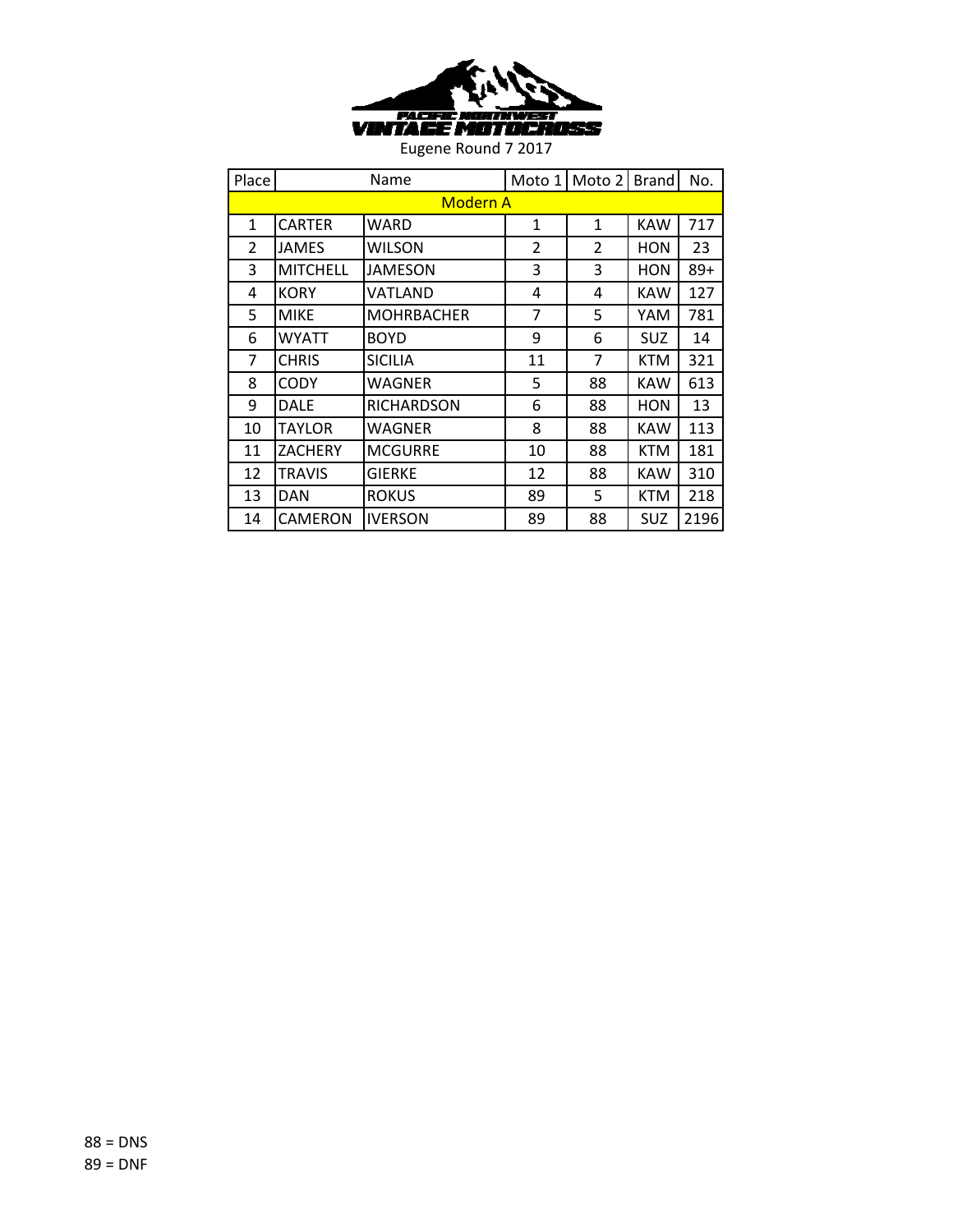PACIFIC NORTHWEST VINTAGE MOTOCROSS

Eugene Round 7 2017

| Place | Name | | Moto 1 | Moto 2 | Brand | No. |
|---|---|---|---|---|---|---|
| Modern A | | | | | | |
| 1 | CARTER | WARD | 1 | 1 | KAW | 717 |
| 2 | JAMES | WILSON | 2 | 2 | HON | 23 |
| 3 | MITCHELL | JAMESON | 3 | 3 | HON | 89+ |
| 4 | KORY | VATLAND | 4 | 4 | KAW | 127 |
| 5 | MIKE | MOHRBACHER | 7 | 5 | YAM | 781 |
| 6 | WYATT | BOYD | 9 | 6 | SUZ | 14 |
| 7 | CHRIS | SICILIA | 11 | 7 | KTM | 321 |
| 8 | CODY | WAGNER | 5 | 88 | KAW | 613 |
| 9 | DALE | RICHARDSON | 6 | 88 | HON | 13 |
| 10 | TAYLOR | WAGNER | 8 | 88 | KAW | 113 |
| 11 | ZACHERY | MCGURRE | 10 | 88 | KTM | 181 |
| 12 | TRAVIS | GIERKE | 12 | 88 | KAW | 310 |
| 13 | DAN | ROKUS | 89 | 5 | KTM | 218 |
| 14 | CAMERON | IVERSON | 89 | 88 | SUZ | 2196 |

88 = DNS

89 = DNF